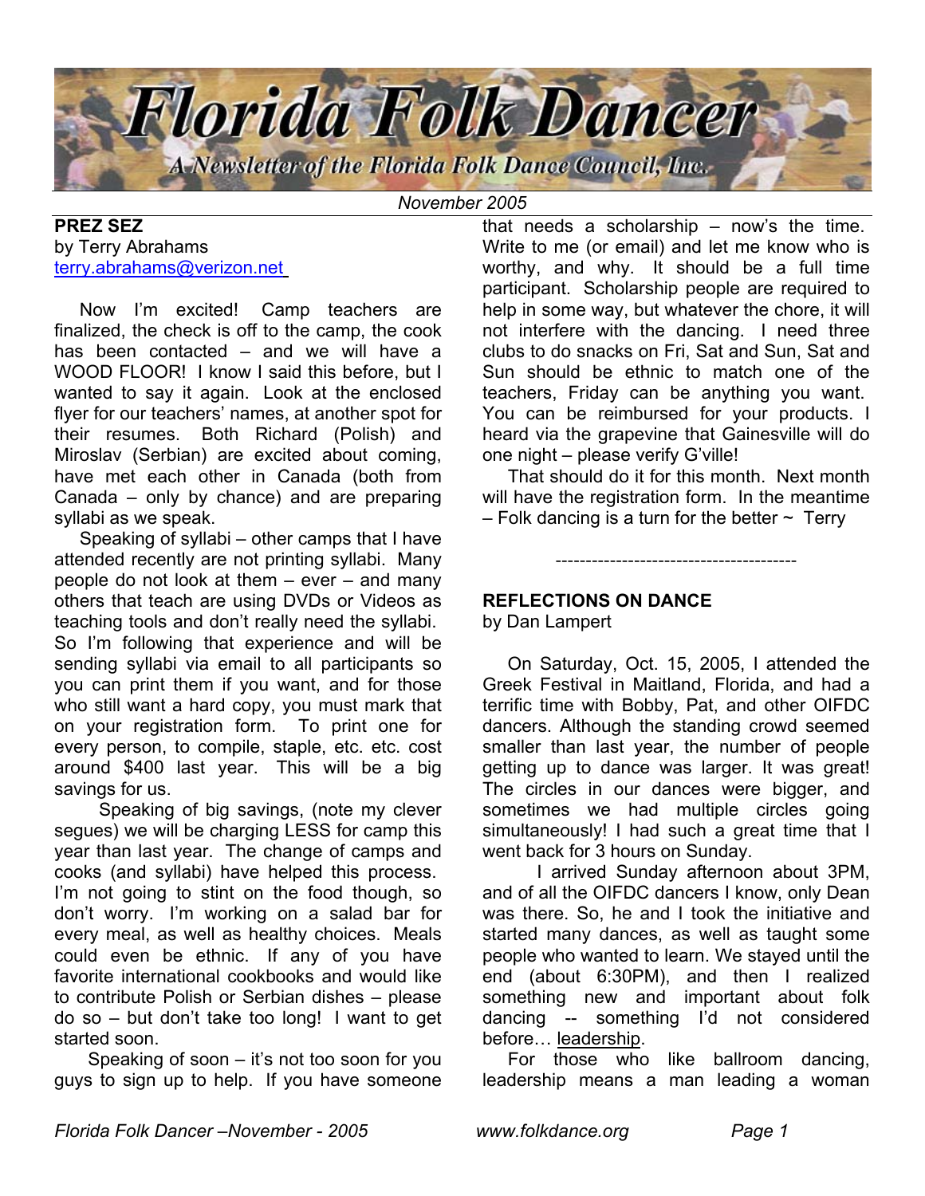# Florida Folk Dancer

*A Newsletter of the Florida Folk Dance Council, Inc.*

*November 2005*

## PREZ SEZ

by Terry Abrahams
terry.abrahams@verizon.net

Now I'm excited! Camp teachers are finalized, the check is off to the camp, the cook has been contacted – and we will have a WOOD FLOOR! I know I said this before, but I wanted to say it again. Look at the enclosed flyer for our teachers' names, at another spot for their resumes. Both Richard (Polish) and Miroslav (Serbian) are excited about coming, have met each other in Canada (both from Canada – only by chance) and are preparing syllabi as we speak.

Speaking of syllabi – other camps that I have attended recently are not printing syllabi. Many people do not look at them – ever – and many others that teach are using DVDs or Videos as teaching tools and don't really need the syllabi. So I'm following that experience and will be sending syllabi via email to all participants so you can print them if you want, and for those who still want a hard copy, you must mark that on your registration form. To print one for every person, to compile, staple, etc. etc. cost around $400 last year. This will be a big savings for us.

Speaking of big savings, (note my clever segues) we will be charging LESS for camp this year than last year. The change of camps and cooks (and syllabi) have helped this process. I'm not going to stint on the food though, so don't worry. I'm working on a salad bar for every meal, as well as healthy choices. Meals could even be ethnic. If any of you have favorite international cookbooks and would like to contribute Polish or Serbian dishes – please do so – but don't take too long! I want to get started soon.

Speaking of soon – it's not too soon for you guys to sign up to help. If you have someone that needs a scholarship – now's the time. Write to me (or email) and let me know who is worthy, and why. It should be a full time participant. Scholarship people are required to help in some way, but whatever the chore, it will not interfere with the dancing. I need three clubs to do snacks on Fri, Sat and Sun, Sat and Sun should be ethnic to match one of the teachers, Friday can be anything you want. You can be reimbursed for your products. I heard via the grapevine that Gainesville will do one night – please verify G'ville!

That should do it for this month. Next month will have the registration form. In the meantime – Folk dancing is a turn for the better ~ Terry

----------------------------------------

## REFLECTIONS ON DANCE

by Dan Lampert

On Saturday, Oct. 15, 2005, I attended the Greek Festival in Maitland, Florida, and had a terrific time with Bobby, Pat, and other OIFDC dancers. Although the standing crowd seemed smaller than last year, the number of people getting up to dance was larger. It was great! The circles in our dances were bigger, and sometimes we had multiple circles going simultaneously! I had such a great time that I went back for 3 hours on Sunday.

I arrived Sunday afternoon about 3PM, and of all the OIFDC dancers I know, only Dean was there. So, he and I took the initiative and started many dances, as well as taught some people who wanted to learn. We stayed until the end (about 6:30PM), and then I realized something new and important about folk dancing -- something I'd not considered before… leadership.

For those who like ballroom dancing, leadership means a man leading a woman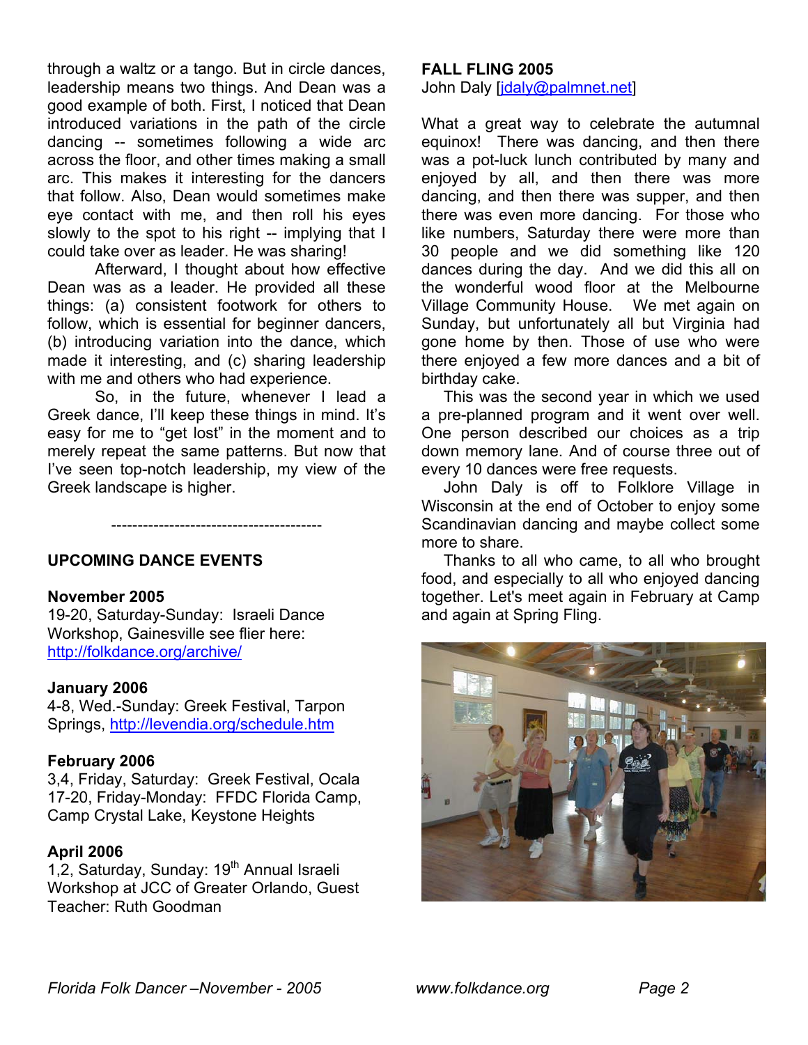through a waltz or a tango. But in circle dances, leadership means two things. And Dean was a good example of both. First, I noticed that Dean introduced variations in the path of the circle dancing -- sometimes following a wide arc across the floor, and other times making a small arc. This makes it interesting for the dancers that follow. Also, Dean would sometimes make eye contact with me, and then roll his eyes slowly to the spot to his right -- implying that I could take over as leader. He was sharing!

Afterward, I thought about how effective Dean was as a leader. He provided all these things: (a) consistent footwork for others to follow, which is essential for beginner dancers, (b) introducing variation into the dance, which made it interesting, and (c) sharing leadership with me and others who had experience.

So, in the future, whenever I lead a Greek dance, I'll keep these things in mind. It's easy for me to "get lost" in the moment and to merely repeat the same patterns. But now that I've seen top-notch leadership, my view of the Greek landscape is higher.

----------------------------------------

## UPCOMING DANCE EVENTS

**November 2005**
19-20, Saturday-Sunday: Israeli Dance Workshop, Gainesville see flier here: http://folkdance.org/archive/

**January 2006**
4-8, Wed.-Sunday: Greek Festival, Tarpon Springs, http://levendia.org/schedule.htm

**February 2006**
3,4, Friday, Saturday: Greek Festival, Ocala
17-20, Friday-Monday: FFDC Florida Camp, Camp Crystal Lake, Keystone Heights

**April 2006**
1,2, Saturday, Sunday: 19th Annual Israeli Workshop at JCC of Greater Orlando, Guest Teacher: Ruth Goodman

## FALL FLING 2005

John Daly [jdaly@palmnet.net]

What a great way to celebrate the autumnal equinox! There was dancing, and then there was a pot-luck lunch contributed by many and enjoyed by all, and then there was more dancing, and then there was supper, and then there was even more dancing. For those who like numbers, Saturday there were more than 30 people and we did something like 120 dances during the day. And we did this all on the wonderful wood floor at the Melbourne Village Community House. We met again on Sunday, but unfortunately all but Virginia had gone home by then. Those of use who were there enjoyed a few more dances and a bit of birthday cake.

This was the second year in which we used a pre-planned program and it went over well. One person described our choices as a trip down memory lane. And of course three out of every 10 dances were free requests.

John Daly is off to Folklore Village in Wisconsin at the end of October to enjoy some Scandinavian dancing and maybe collect some more to share.

Thanks to all who came, to all who brought food, and especially to all who enjoyed dancing together. Let's meet again in February at Camp and again at Spring Fling.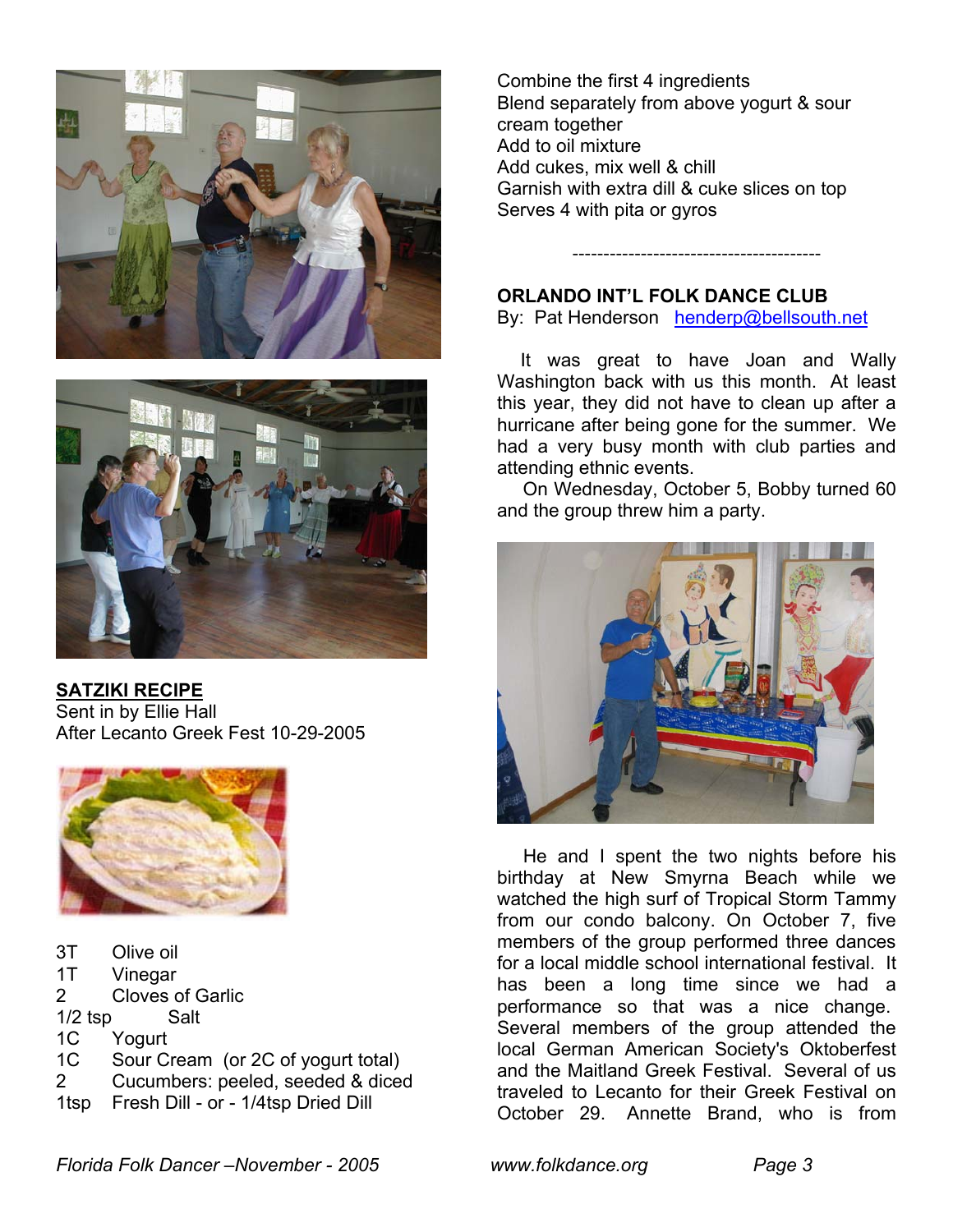## SATZIKI RECIPE

Sent in by Ellie Hall
After Lecanto Greek Fest 10-29-2005

| | |
|---|---|
| 3T | Olive oil |
| 1T | Vinegar |
| 2 | Cloves of Garlic |
| 1/2 tsp | Salt |
| 1C | Yogurt |
| 1C | Sour Cream (or 2C of yogurt total) |
| 2 | Cucumbers: peeled, seeded & diced |
| 1tsp | Fresh Dill - or - 1/4tsp Dried Dill |

Combine the first 4 ingredients
Blend separately from above yogurt & sour cream together
Add to oil mixture
Add cukes, mix well & chill
Garnish with extra dill & cuke slices on top
Serves 4 with pita or gyros

----------------------------------------

## ORLANDO INT'L FOLK DANCE CLUB

By: Pat Henderson henderp@bellsouth.net

It was great to have Joan and Wally Washington back with us this month. At least this year, they did not have to clean up after a hurricane after being gone for the summer. We had a very busy month with club parties and attending ethnic events.

On Wednesday, October 5, Bobby turned 60 and the group threw him a party.

He and I spent the two nights before his birthday at New Smyrna Beach while we watched the high surf of Tropical Storm Tammy from our condo balcony. On October 7, five members of the group performed three dances for a local middle school international festival. It has been a long time since we had a performance so that was a nice change. Several members of the group attended the local German American Society's Oktoberfest and the Maitland Greek Festival. Several of us traveled to Lecanto for their Greek Festival on October 29. Annette Brand, who is from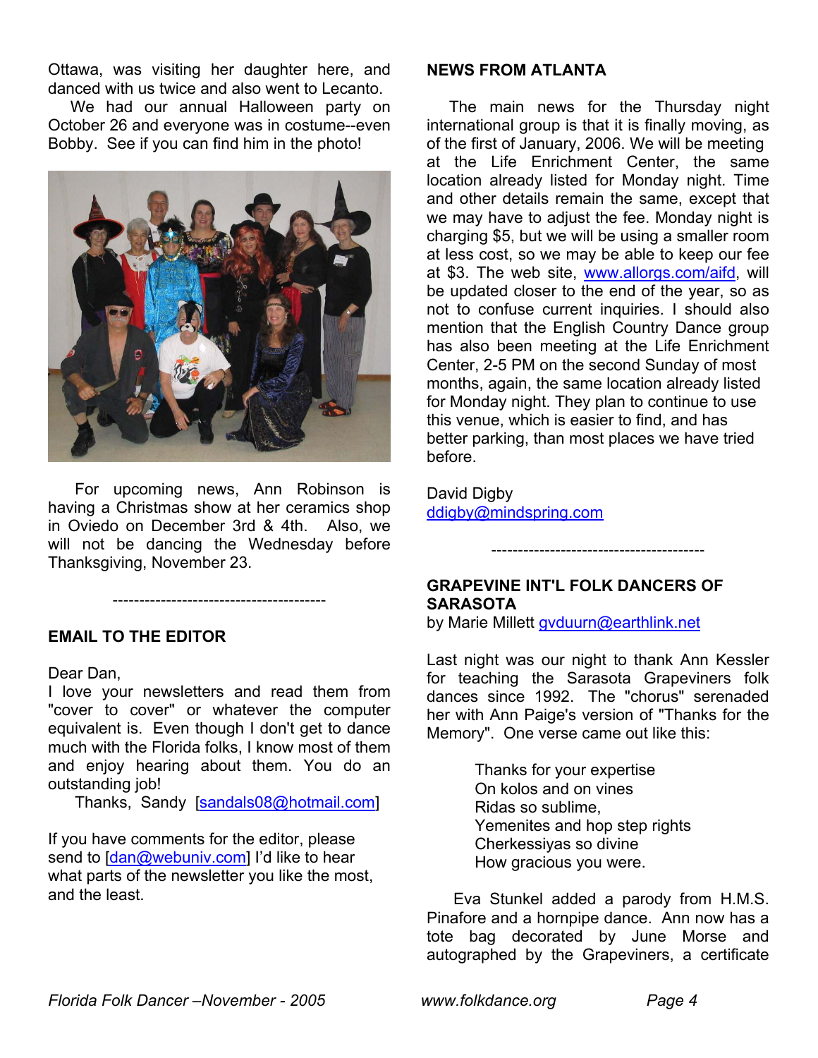Ottawa, was visiting her daughter here, and danced with us twice and also went to Lecanto.

We had our annual Halloween party on October 26 and everyone was in costume--even Bobby. See if you can find him in the photo!

For upcoming news, Ann Robinson is having a Christmas show at her ceramics shop in Oviedo on December 3rd & 4th. Also, we will not be dancing the Wednesday before Thanksgiving, November 23.

----------------------------------------

## EMAIL TO THE EDITOR

Dear Dan,
I love your newsletters and read them from "cover to cover" or whatever the computer equivalent is. Even though I don't get to dance much with the Florida folks, I know most of them and enjoy hearing about them. You do an outstanding job!

Thanks, Sandy [sandals08@hotmail.com]

If you have comments for the editor, please send to [dan@webuniv.com] I'd like to hear what parts of the newsletter you like the most, and the least.

## NEWS FROM ATLANTA

The main news for the Thursday night international group is that it is finally moving, as of the first of January, 2006. We will be meeting at the Life Enrichment Center, the same location already listed for Monday night. Time and other details remain the same, except that we may have to adjust the fee. Monday night is charging $5, but we will be using a smaller room at less cost, so we may be able to keep our fee at $3. The web site, www.allorgs.com/aifd, will be updated closer to the end of the year, so as not to confuse current inquiries. I should also mention that the English Country Dance group has also been meeting at the Life Enrichment Center, 2-5 PM on the second Sunday of most months, again, the same location already listed for Monday night. They plan to continue to use this venue, which is easier to find, and has better parking, than most places we have tried before.

David Digby
ddigby@mindspring.com

----------------------------------------

## GRAPEVINE INT'L FOLK DANCERS OF SARASOTA

by Marie Millett gvduurn@earthlink.net

Last night was our night to thank Ann Kessler for teaching the Sarasota Grapeviners folk dances since 1992. The "chorus" serenaded her with Ann Paige's version of "Thanks for the Memory". One verse came out like this:

> Thanks for your expertise
> On kolos and on vines
> Ridas so sublime,
> Yemenites and hop step rights
> Cherkessiyas so divine
> How gracious you were.

Eva Stunkel added a parody from H.M.S. Pinafore and a hornpipe dance. Ann now has a tote bag decorated by June Morse and autographed by the Grapeviners, a certificate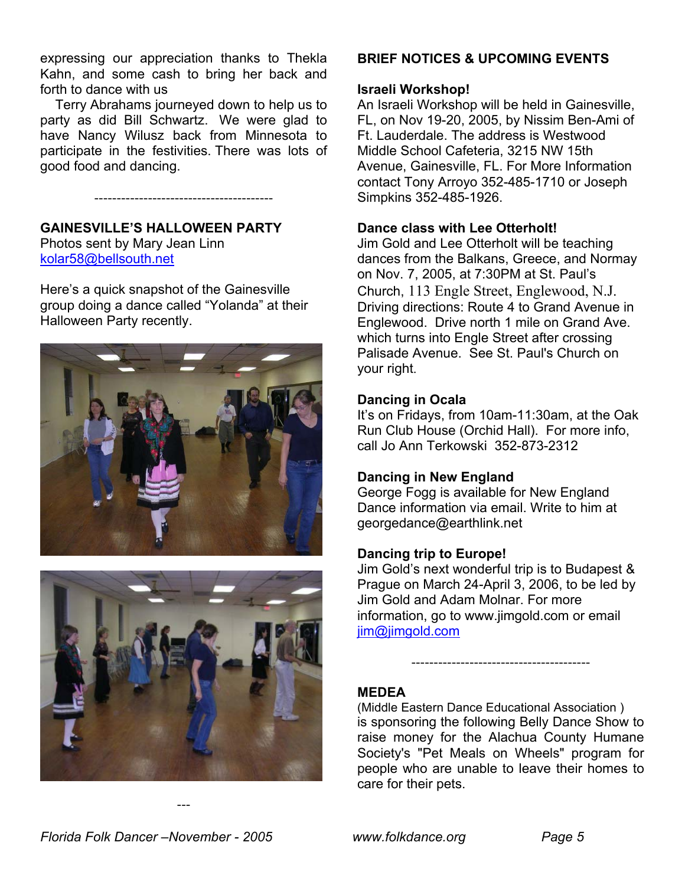expressing our appreciation thanks to Thekla Kahn, and some cash to bring her back and forth to dance with us

Terry Abrahams journeyed down to help us to party as did Bill Schwartz. We were glad to have Nancy Wilusz back from Minnesota to participate in the festivities. There was lots of good food and dancing.

---------------------------------------

## GAINESVILLE'S HALLOWEEN PARTY

Photos sent by Mary Jean Linn
kolar58@bellsouth.net

Here's a quick snapshot of the Gainesville group doing a dance called "Yolanda" at their Halloween Party recently.

---

## BRIEF NOTICES & UPCOMING EVENTS

**Israeli Workshop!**
An Israeli Workshop will be held in Gainesville, FL, on Nov 19-20, 2005, by Nissim Ben-Ami of Ft. Lauderdale. The address is Westwood Middle School Cafeteria, 3215 NW 15th Avenue, Gainesville, FL. For More Information contact Tony Arroyo 352-485-1710 or Joseph Simpkins 352-485-1926.

**Dance class with Lee Otterholt!**
Jim Gold and Lee Otterholt will be teaching dances from the Balkans, Greece, and Normay on Nov. 7, 2005, at 7:30PM at St. Paul's Church, 113 Engle Street, Englewood, N.J. Driving directions: Route 4 to Grand Avenue in Englewood. Drive north 1 mile on Grand Ave. which turns into Engle Street after crossing Palisade Avenue. See St. Paul's Church on your right.

**Dancing in Ocala**
It's on Fridays, from 10am-11:30am, at the Oak Run Club House (Orchid Hall). For more info, call Jo Ann Terkowski 352-873-2312

**Dancing in New England**
George Fogg is available for New England Dance information via email. Write to him at georgedance@earthlink.net

**Dancing trip to Europe!**
Jim Gold's next wonderful trip is to Budapest & Prague on March 24-April 3, 2006, to be led by Jim Gold and Adam Molnar. For more information, go to www.jimgold.com or email jim@jimgold.com

---------------------------------------

## MEDEA

(Middle Eastern Dance Educational Association )
is sponsoring the following Belly Dance Show to raise money for the Alachua County Humane Society's "Pet Meals on Wheels" program for people who are unable to leave their homes to care for their pets.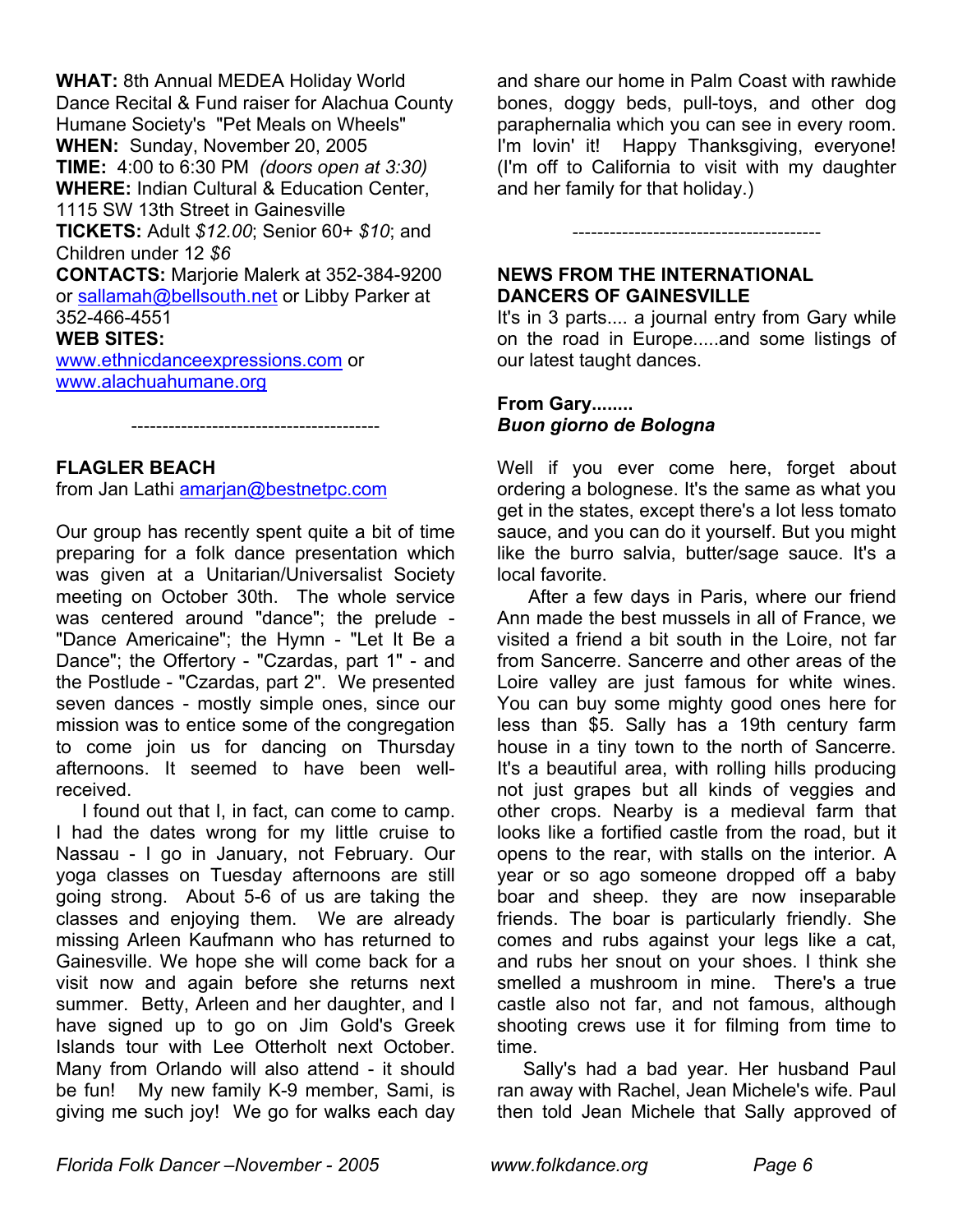**WHAT:** 8th Annual MEDEA Holiday World Dance Recital & Fund raiser for Alachua County Humane Society's "Pet Meals on Wheels"
**WHEN:** Sunday, November 20, 2005
**TIME:** 4:00 to 6:30 PM *(doors open at 3:30)*
**WHERE:** Indian Cultural & Education Center, 1115 SW 13th Street in Gainesville
**TICKETS:** Adult *$12.00*; Senior 60+ *$10*; and Children under 12 *$6*
**CONTACTS:** Marjorie Malerk at 352-384-9200 or sallamah@bellsouth.net or Libby Parker at 352-466-4551
**WEB SITES:**
www.ethnicdanceexpressions.com or www.alachuahumane.org

---------------------------------------

**FLAGLER BEACH**
from Jan Lathi amarjan@bestnetpc.com

Our group has recently spent quite a bit of time preparing for a folk dance presentation which was given at a Unitarian/Universalist Society meeting on October 30th. The whole service was centered around "dance"; the prelude - "Dance Americaine"; the Hymn - "Let It Be a Dance"; the Offertory - "Czardas, part 1" - and the Postlude - "Czardas, part 2". We presented seven dances - mostly simple ones, since our mission was to entice some of the congregation to come join us for dancing on Thursday afternoons. It seemed to have been well-received.

I found out that I, in fact, can come to camp. I had the dates wrong for my little cruise to Nassau - I go in January, not February. Our yoga classes on Tuesday afternoons are still going strong. About 5-6 of us are taking the classes and enjoying them. We are already missing Arleen Kaufmann who has returned to Gainesville. We hope she will come back for a visit now and again before she returns next summer. Betty, Arleen and her daughter, and I have signed up to go on Jim Gold's Greek Islands tour with Lee Otterholt next October. Many from Orlando will also attend - it should be fun! My new family K-9 member, Sami, is giving me such joy! We go for walks each day and share our home in Palm Coast with rawhide bones, doggy beds, pull-toys, and other dog paraphernalia which you can see in every room. I'm lovin' it! Happy Thanksgiving, everyone! (I'm off to California to visit with my daughter and her family for that holiday.)

---------------------------------------

**NEWS FROM THE INTERNATIONAL DANCERS OF GAINESVILLE**
It's in 3 parts.... a journal entry from Gary while on the road in Europe.....and some listings of our latest taught dances.

**From Gary........**
***Buon giorno de Bologna***

Well if you ever come here, forget about ordering a bolognese. It's the same as what you get in the states, except there's a lot less tomato sauce, and you can do it yourself. But you might like the burro salvia, butter/sage sauce. It's a local favorite.

After a few days in Paris, where our friend Ann made the best mussels in all of France, we visited a friend a bit south in the Loire, not far from Sancerre. Sancerre and other areas of the Loire valley are just famous for white wines. You can buy some mighty good ones here for less than $5. Sally has a 19th century farm house in a tiny town to the north of Sancerre. It's a beautiful area, with rolling hills producing not just grapes but all kinds of veggies and other crops. Nearby is a medieval farm that looks like a fortified castle from the road, but it opens to the rear, with stalls on the interior. A year or so ago someone dropped off a baby boar and sheep. they are now inseparable friends. The boar is particularly friendly. She comes and rubs against your legs like a cat, and rubs her snout on your shoes. I think she smelled a mushroom in mine. There's a true castle also not far, and not famous, although shooting crews use it for filming from time to time.

Sally's had a bad year. Her husband Paul ran away with Rachel, Jean Michele's wife. Paul then told Jean Michele that Sally approved of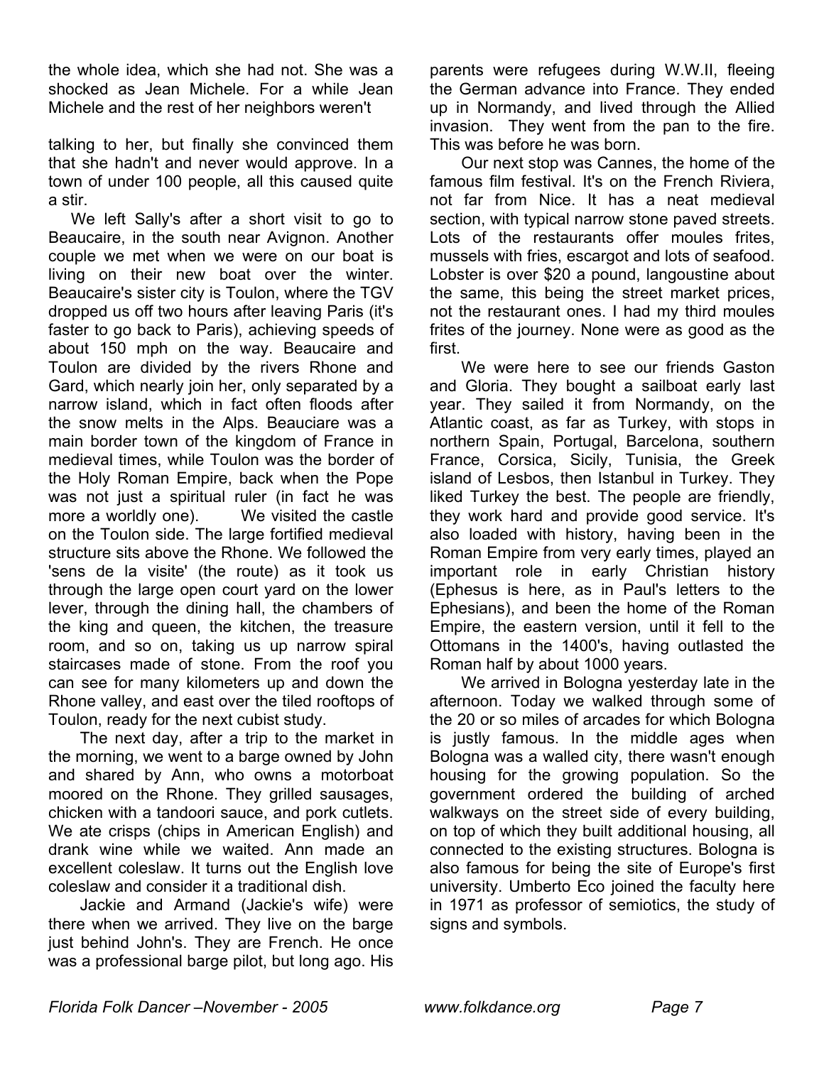the whole idea, which she had not. She was a shocked as Jean Michele. For a while Jean Michele and the rest of her neighbors weren't

talking to her, but finally she convinced them that she hadn't and never would approve. In a town of under 100 people, all this caused quite a stir.

We left Sally's after a short visit to go to Beaucaire, in the south near Avignon. Another couple we met when we were on our boat is living on their new boat over the winter. Beaucaire's sister city is Toulon, where the TGV dropped us off two hours after leaving Paris (it's faster to go back to Paris), achieving speeds of about 150 mph on the way. Beaucaire and Toulon are divided by the rivers Rhone and Gard, which nearly join her, only separated by a narrow island, which in fact often floods after the snow melts in the Alps. Beauciare was a main border town of the kingdom of France in medieval times, while Toulon was the border of the Holy Roman Empire, back when the Pope was not just a spiritual ruler (in fact he was more a worldly one). We visited the castle on the Toulon side. The large fortified medieval structure sits above the Rhone. We followed the 'sens de la visite' (the route) as it took us through the large open court yard on the lower lever, through the dining hall, the chambers of the king and queen, the kitchen, the treasure room, and so on, taking us up narrow spiral staircases made of stone. From the roof you can see for many kilometers up and down the Rhone valley, and east over the tiled rooftops of Toulon, ready for the next cubist study.

The next day, after a trip to the market in the morning, we went to a barge owned by John and shared by Ann, who owns a motorboat moored on the Rhone. They grilled sausages, chicken with a tandoori sauce, and pork cutlets. We ate crisps (chips in American English) and drank wine while we waited. Ann made an excellent coleslaw. It turns out the English love coleslaw and consider it a traditional dish.

Jackie and Armand (Jackie's wife) were there when we arrived. They live on the barge just behind John's. They are French. He once was a professional barge pilot, but long ago. His parents were refugees during W.W.II, fleeing the German advance into France. They ended up in Normandy, and lived through the Allied invasion. They went from the pan to the fire. This was before he was born.

Our next stop was Cannes, the home of the famous film festival. It's on the French Riviera, not far from Nice. It has a neat medieval section, with typical narrow stone paved streets. Lots of the restaurants offer moules frites, mussels with fries, escargot and lots of seafood. Lobster is over $20 a pound, langoustine about the same, this being the street market prices, not the restaurant ones. I had my third moules frites of the journey. None were as good as the first.

We were here to see our friends Gaston and Gloria. They bought a sailboat early last year. They sailed it from Normandy, on the Atlantic coast, as far as Turkey, with stops in northern Spain, Portugal, Barcelona, southern France, Corsica, Sicily, Tunisia, the Greek island of Lesbos, then Istanbul in Turkey. They liked Turkey the best. The people are friendly, they work hard and provide good service. It's also loaded with history, having been in the Roman Empire from very early times, played an important role in early Christian history (Ephesus is here, as in Paul's letters to the Ephesians), and been the home of the Roman Empire, the eastern version, until it fell to the Ottomans in the 1400's, having outlasted the Roman half by about 1000 years.

We arrived in Bologna yesterday late in the afternoon. Today we walked through some of the 20 or so miles of arcades for which Bologna is justly famous. In the middle ages when Bologna was a walled city, there wasn't enough housing for the growing population. So the government ordered the building of arched walkways on the street side of every building, on top of which they built additional housing, all connected to the existing structures. Bologna is also famous for being the site of Europe's first university. Umberto Eco joined the faculty here in 1971 as professor of semiotics, the study of signs and symbols.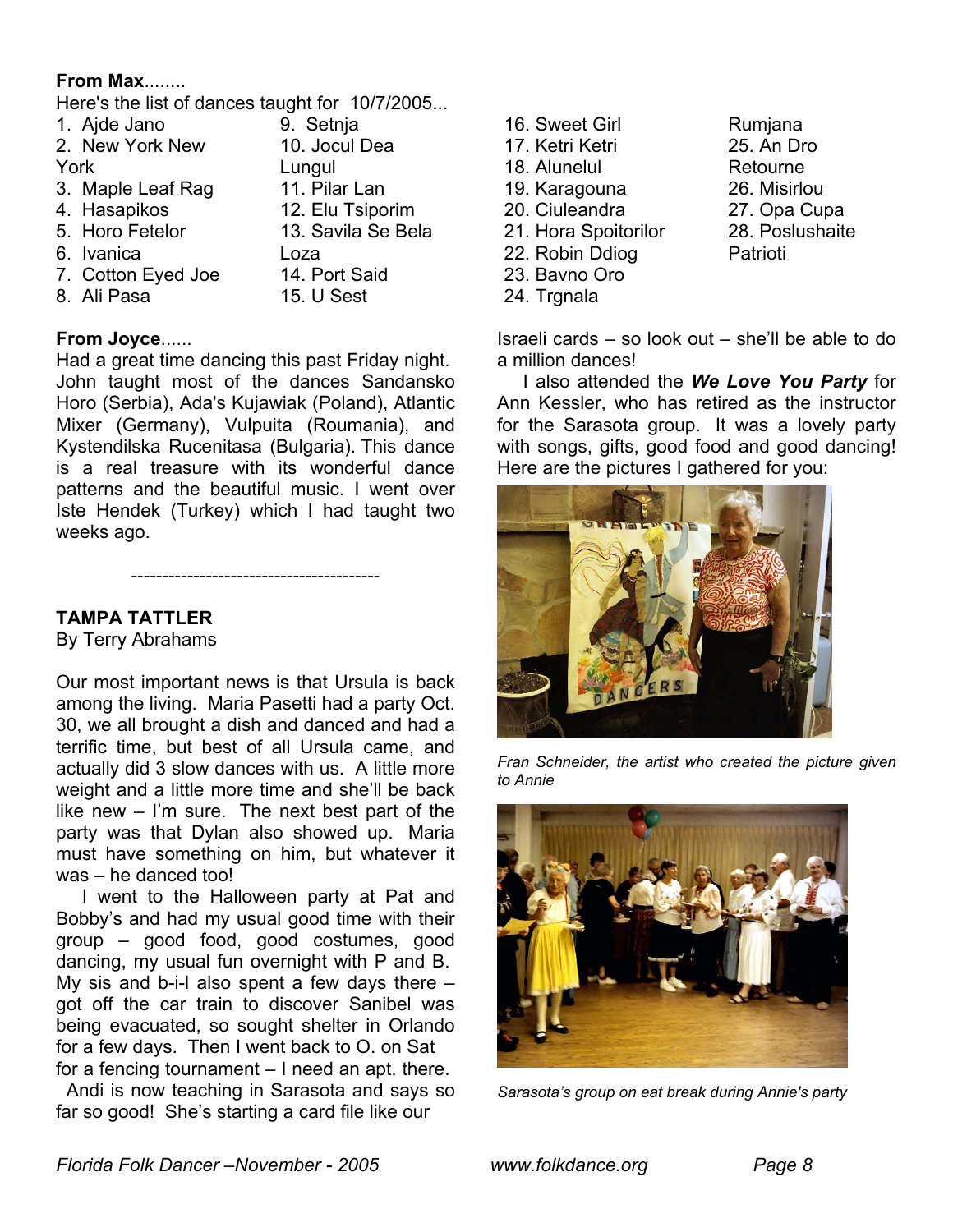**From Max**........

Here's the list of dances taught for 10/7/2005...

1. Ajde Jano
2. New York New York
3. Maple Leaf Rag
4. Hasapikos
5. Horo Fetelor
6. Ivanica
7. Cotton Eyed Joe
8. Ali Pasa
9. Setnja
10. Jocul Dea Lungul
11. Pilar Lan
12. Elu Tsiporim
13. Savila Se Bela Loza
14. Port Said
15. U Sest
16. Sweet Girl
17. Ketri Ketri
18. Alunelul
19. Karagouna
20. Ciuleandra
21. Hora Spoitorilor
22. Robin Ddiog
23. Bavno Oro
24. Trgnala Rumjana
25. An Dro Retourne
26. Misirlou
27. Opa Cupa
28. Poslushaite Patrioti

**From Joyce**......

Had a great time dancing this past Friday night. John taught most of the dances Sandansko Horo (Serbia), Ada's Kujawiak (Poland), Atlantic Mixer (Germany), Vulpuita (Roumania), and Kystendilska Rucenitasa (Bulgaria). This dance is a real treasure with its wonderful dance patterns and the beautiful music. I went over Iste Hendek (Turkey) which I had taught two weeks ago.

----------------------------------------

## TAMPA TATTLER

By Terry Abrahams

Our most important news is that Ursula is back among the living. Maria Pasetti had a party Oct. 30, we all brought a dish and danced and had a terrific time, but best of all Ursula came, and actually did 3 slow dances with us. A little more weight and a little more time and she'll be back like new – I'm sure. The next best part of the party was that Dylan also showed up. Maria must have something on him, but whatever it was – he danced too!

I went to the Halloween party at Pat and Bobby's and had my usual good time with their group – good food, good costumes, good dancing, my usual fun overnight with P and B. My sis and b-i-l also spent a few days there – got off the car train to discover Sanibel was being evacuated, so sought shelter in Orlando for a few days. Then I went back to O. on Sat for a fencing tournament – I need an apt. there.

Andi is now teaching in Sarasota and says so far so good! She's starting a card file like our Israeli cards – so look out – she'll be able to do a million dances!

I also attended the ***We Love You Party*** for Ann Kessler, who has retired as the instructor for the Sarasota group. It was a lovely party with songs, gifts, good food and good dancing! Here are the pictures I gathered for you:

*Fran Schneider, the artist who created the picture given to Annie*

*Sarasota's group on eat break during Annie's party*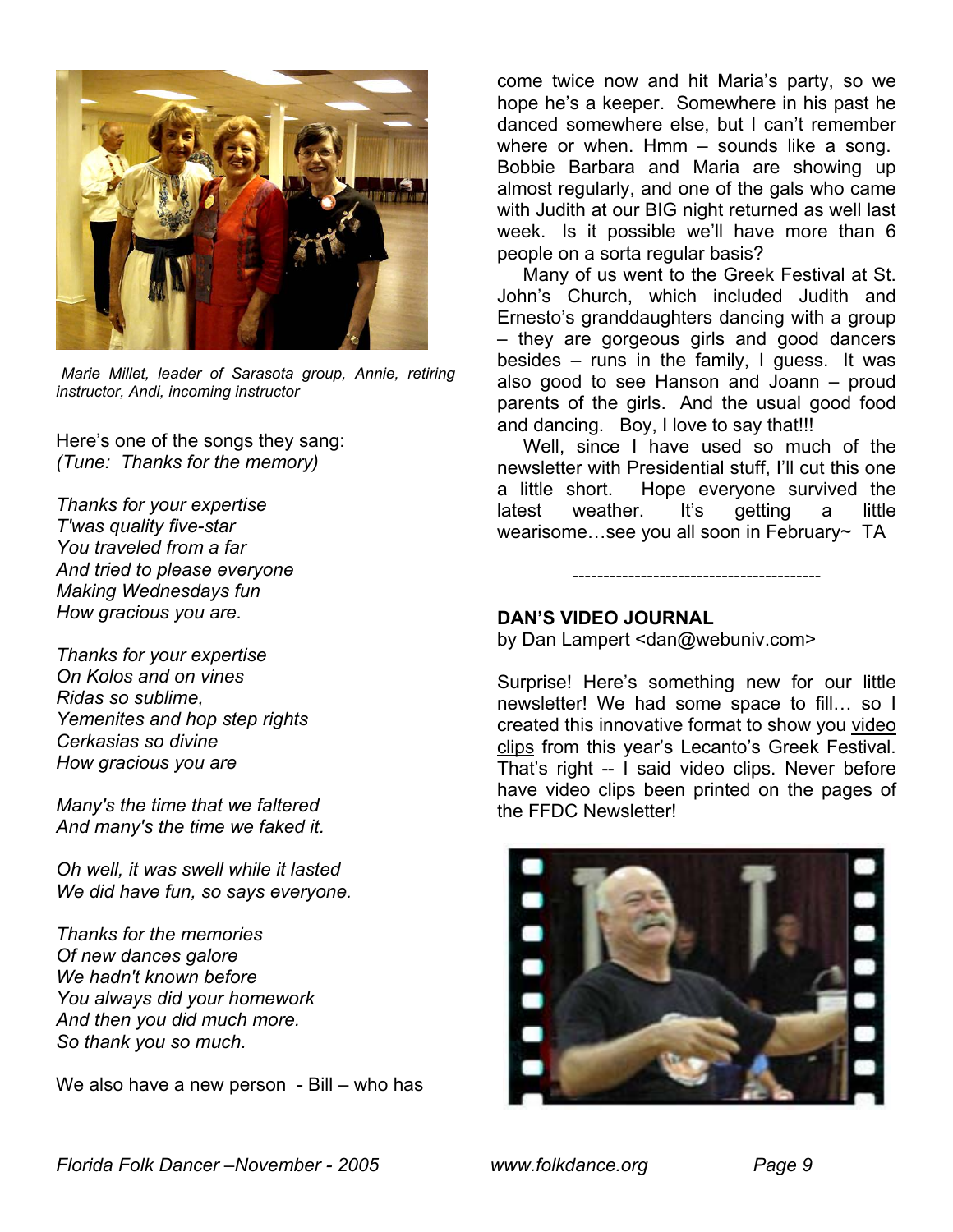*Marie Millet, leader of Sarasota group, Annie, retiring instructor, Andi, incoming instructor*

Here's one of the songs they sang:
*(Tune: Thanks for the memory)*

*Thanks for your expertise*
*T'was quality five-star*
*You traveled from a far*
*And tried to please everyone*
*Making Wednesdays fun*
*How gracious you are.*

*Thanks for your expertise*
*On Kolos and on vines*
*Ridas so sublime,*
*Yemenites and hop step rights*
*Cerkasias so divine*
*How gracious you are*

*Many's the time that we faltered*
*And many's the time we faked it.*

*Oh well, it was swell while it lasted*
*We did have fun, so says everyone.*

*Thanks for the memories*
*Of new dances galore*
*We hadn't known before*
*You always did your homework*
*And then you did much more.*
*So thank you so much.*

We also have a new person - Bill – who has come twice now and hit Maria's party, so we hope he's a keeper. Somewhere in his past he danced somewhere else, but I can't remember where or when. Hmm – sounds like a song. Bobbie Barbara and Maria are showing up almost regularly, and one of the gals who came with Judith at our BIG night returned as well last week. Is it possible we'll have more than 6 people on a sorta regular basis?

Many of us went to the Greek Festival at St. John's Church, which included Judith and Ernesto's granddaughters dancing with a group – they are gorgeous girls and good dancers besides – runs in the family, I guess. It was also good to see Hanson and Joann – proud parents of the girls. And the usual good food and dancing. Boy, I love to say that!!!

Well, since I have used so much of the newsletter with Presidential stuff, I'll cut this one a little short. Hope everyone survived the latest weather. It's getting a little wearisome…see you all soon in February~ TA

---

**DAN'S VIDEO JOURNAL**
by Dan Lampert <dan@webuniv.com>

Surprise! Here's something new for our little newsletter! We had some space to fill… so I created this innovative format to show you video clips from this year's Lecanto's Greek Festival. That's right -- I said video clips. Never before have video clips been printed on the pages of the FFDC Newsletter!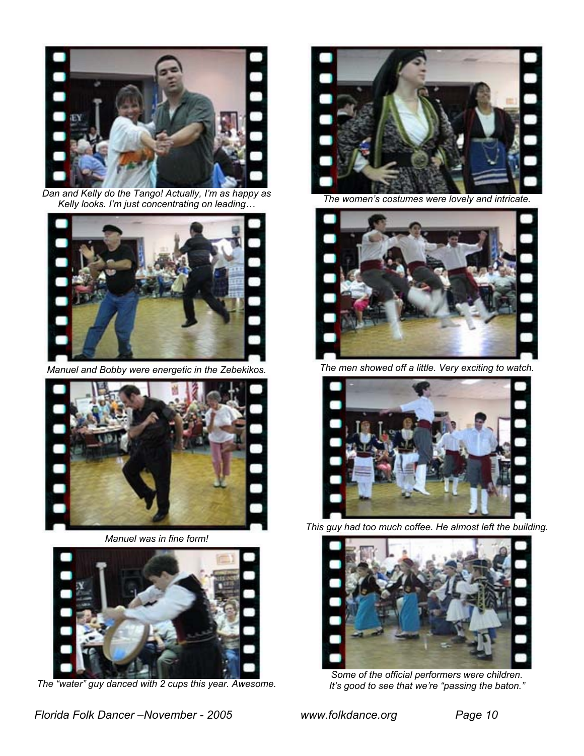*Dan and Kelly do the Tango! Actually, I'm as happy as Kelly looks. I'm just concentrating on leading…*

*Manuel and Bobby were energetic in the Zebekikos.*

*Manuel was in fine form!*

*The "water" guy danced with 2 cups this year. Awesome.*

*The women's costumes were lovely and intricate.*

*The men showed off a little. Very exciting to watch.*

*This guy had too much coffee. He almost left the building.*

*Some of the official performers were children. It's good to see that we're "passing the baton."*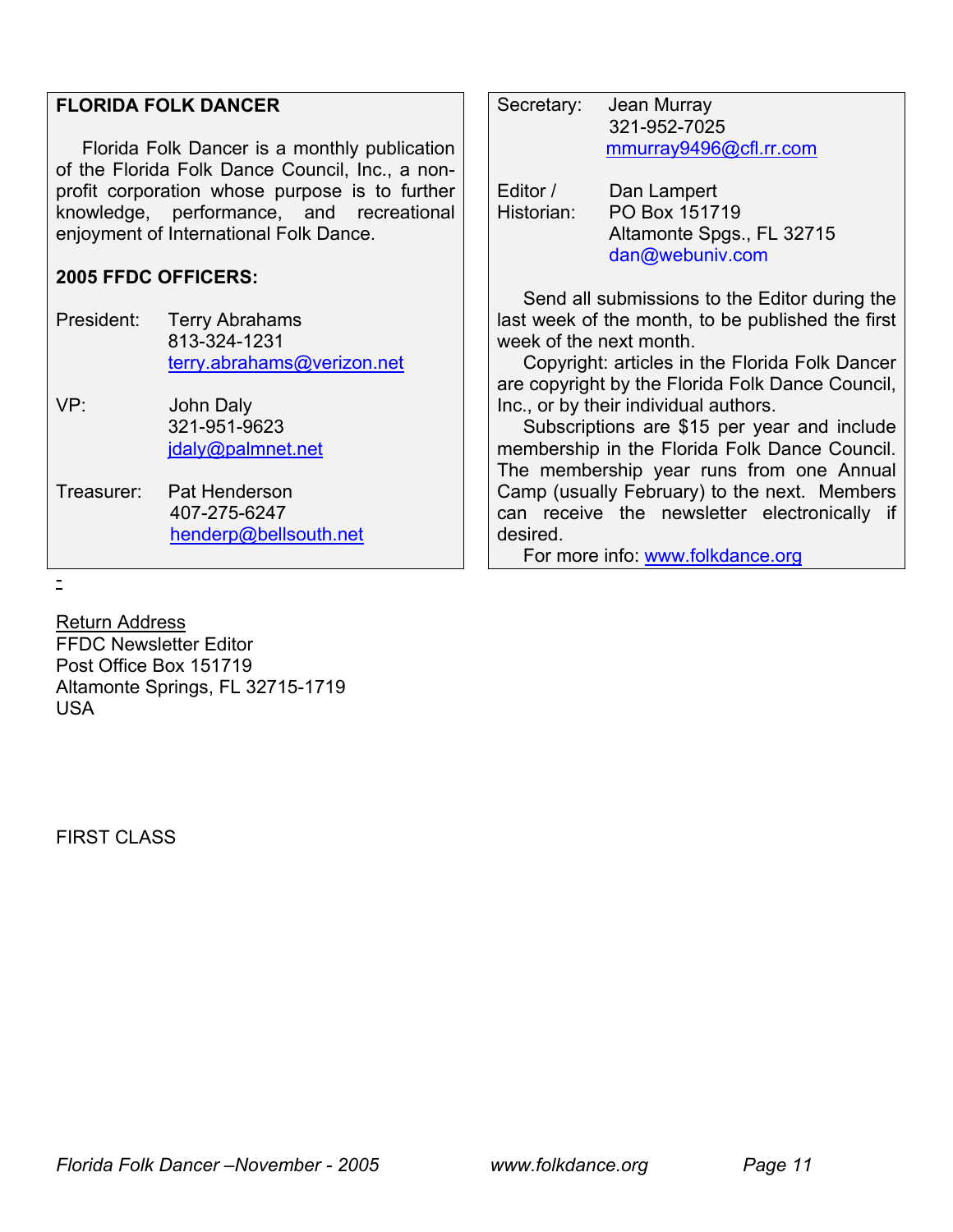**FLORIDA FOLK DANCER**

Florida Folk Dancer is a monthly publication of the Florida Folk Dance Council, Inc., a non-profit corporation whose purpose is to further knowledge, performance, and recreational enjoyment of International Folk Dance.

**2005 FFDC OFFICERS:**

President: Terry Abrahams
813-324-1231
terry.abrahams@verizon.net

VP: John Daly
321-951-9623
jdaly@palmnet.net

Treasurer: Pat Henderson
407-275-6247
henderp@bellsouth.net

Secretary: Jean Murray
321-952-7025
mmurray9496@cfl.rr.com

Editor / Historian: Dan Lampert
PO Box 151719
Altamonte Spgs., FL 32715
dan@webuniv.com

Send all submissions to the Editor during the last week of the month, to be published the first week of the next month.

Copyright: articles in the Florida Folk Dancer are copyright by the Florida Folk Dance Council, Inc., or by their individual authors.

Subscriptions are $15 per year and include membership in the Florida Folk Dance Council. The membership year runs from one Annual Camp (usually February) to the next. Members can receive the newsletter electronically if desired.

For more info: www.folkdance.org

-

Return Address
FFDC Newsletter Editor
Post Office Box 151719
Altamonte Springs, FL 32715-1719
USA

FIRST CLASS